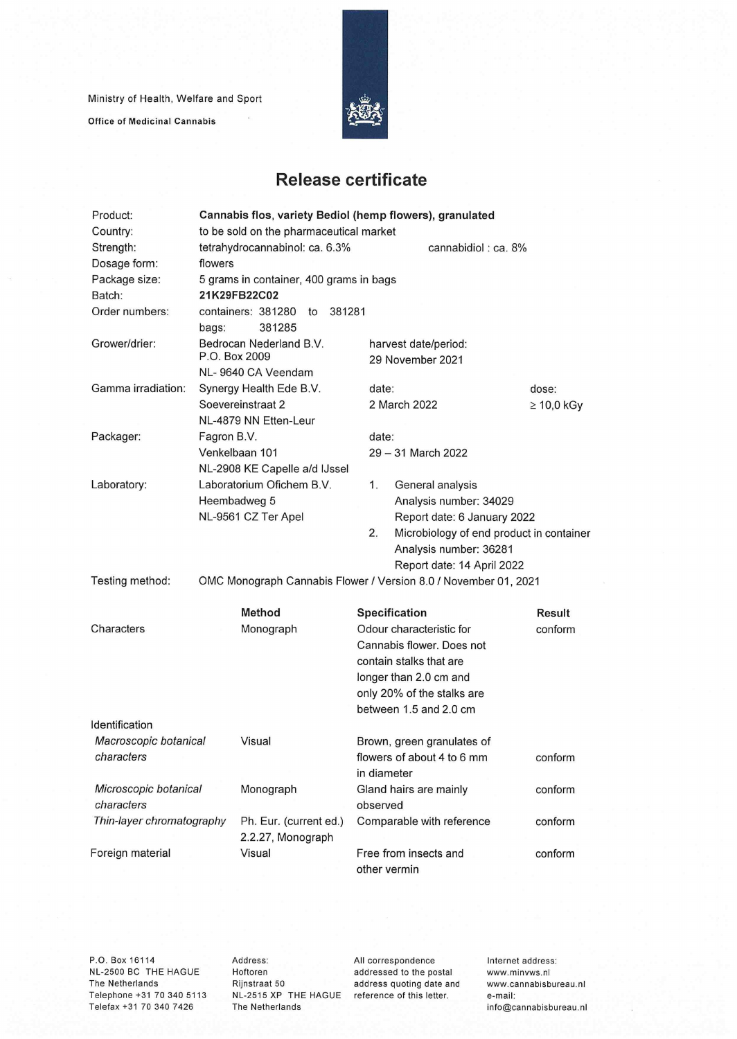Ministry of Health, Welfare and Sport

**Office of Medicinal Cannabis**

# Release certificate

| | | | |
|---|---|---|---|
| Product: | **Cannabis flos, variety Bediol (hemp flowers), granulated** | | |
| Country: | to be sold on the pharmaceutical market | | |
| Strength: | tetrahydrocannabinol: ca. 6.3% | cannabidiol : ca. 8% | |
| Dosage form: | flowers | | |
| Package size: | 5 grams in container, 400 grams in bags | | |
| Batch: | **21K29FB22C02** | | |
| Order numbers: | containers: 381280 to 381281<br>bags: 381285 | | |
| Grower/drier: | Bedrocan Nederland B.V.<br>P.O. Box 2009<br>NL- 9640 CA Veendam | harvest date/period:<br>29 November 2021 | |
| Gamma irradiation: | Synergy Health Ede B.V.<br>Soevereinstraat 2<br>NL-4879 NN Etten-Leur | date:<br>2 March 2022 | dose:<br>≥ 10,0 kGy |
| Packager: | Fagron B.V.<br>Venkelbaan 101<br>NL-2908 KE Capelle a/d IJssel | date:<br>29 – 31 March 2022 | |
| Laboratory: | Laboratorium Ofichem B.V.<br>Heembadweg 5<br>NL-9561 CZ Ter Apel | 1. General analysis<br>Analysis number: 34029<br>Report date: 6 January 2022<br>2. Microbiology of end product in container<br>Analysis number: 36281<br>Report date: 14 April 2022 | |
| Testing method: | OMC Monograph Cannabis Flower / Version 8.0 / November 01, 2021 | | |

| | **Method** | **Specification** | **Result** |
|---|---|---|---|
| Characters | Monograph | Odour characteristic for Cannabis flower. Does not contain stalks that are longer than 2.0 cm and only 20% of the stalks are between 1.5 and 2.0 cm | conform |
| Identification | | | |
| *Macroscopic botanical characters* | Visual | Brown, green granulates of flowers of about 4 to 6 mm in diameter | conform |
| *Microscopic botanical characters* | Monograph | Gland hairs are mainly observed | conform |
| *Thin-layer chromatography* | Ph. Eur. (current ed.) 2.2.27, Monograph | Comparable with reference | conform |
| Foreign material | Visual | Free from insects and other vermin | conform |

P.O. Box 16114
NL-2500 BC THE HAGUE
The Netherlands
Telephone +31 70 340 5113
Telefax +31 70 340 7426

Address:
Hoftoren
Rijnstraat 50
NL-2515 XP THE HAGUE
The Netherlands

All correspondence addressed to the postal address quoting date and reference of this letter.

Internet address:
www.minvws.nl
www.cannabisbureau.nl
e-mail:
info@cannabisbureau.nl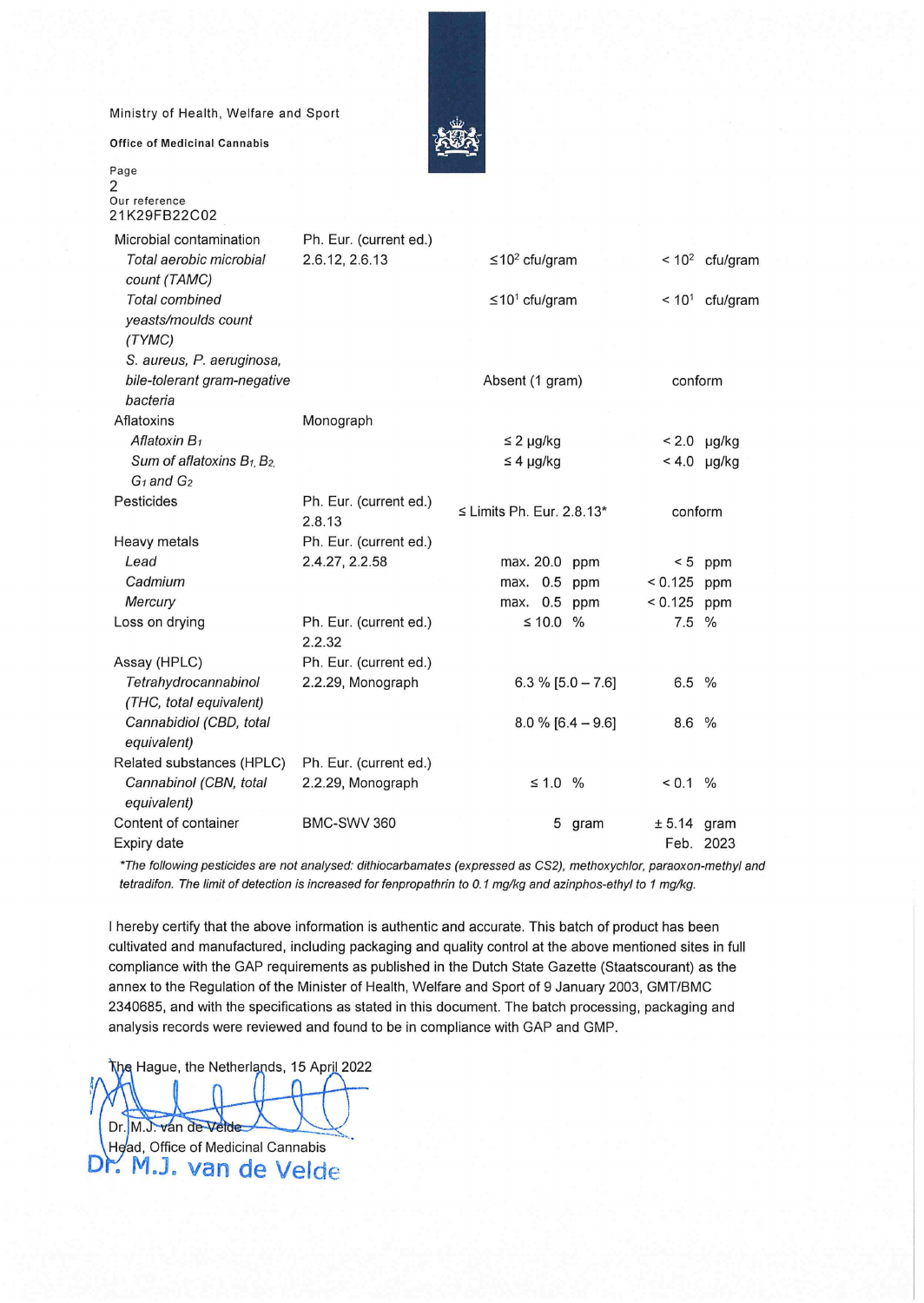Ministry of Health, Welfare and Sport

**Office of Medicinal Cannabis**

Page
2
Our reference
21K29FB22C02

| | | | |
|---|---|---|---|
| Microbial contamination | Ph. Eur. (current ed.) | | |
| *Total aerobic microbial count (TAMC)* | 2.6.12, 2.6.13 | ≤$10^2$ cfu/gram | < $10^2$ cfu/gram |
| *Total combined yeasts/moulds count (TYMC)* | | ≤$10^1$ cfu/gram | < $10^1$ cfu/gram |
| *S. aureus, P. aeruginosa, bile-tolerant gram-negative bacteria* | | Absent (1 gram) | conform |
| Aflatoxins | Monograph | | |
| *Aflatoxin $B_1$* | | ≤ 2 µg/kg | < 2.0 µg/kg |
| *Sum of aflatoxins $B_1$, $B_2$, $G_1$ and $G_2$* | | ≤ 4 µg/kg | < 4.0 µg/kg |
| Pesticides | Ph. Eur. (current ed.) 2.8.13 | ≤ Limits Ph. Eur. 2.8.13* | conform |
| Heavy metals | Ph. Eur. (current ed.) | | |
| *Lead* | 2.4.27, 2.2.58 | max. 20.0 ppm | < 5 ppm |
| *Cadmium* | | max. 0.5 ppm | < 0.125 ppm |
| *Mercury* | | max. 0.5 ppm | < 0.125 ppm |
| Loss on drying | Ph. Eur. (current ed.) 2.2.32 | ≤ 10.0 % | 7.5 % |
| Assay (HPLC) | Ph. Eur. (current ed.) | | |
| *Tetrahydrocannabinol (THC, total equivalent)* | 2.2.29, Monograph | 6.3 % [5.0 – 7.6] | 6.5 % |
| *Cannabidiol (CBD, total equivalent)* | | 8.0 % [6.4 – 9.6] | 8.6 % |
| Related substances (HPLC) | Ph. Eur. (current ed.) | | |
| *Cannabinol (CBN, total equivalent)* | 2.2.29, Monograph | ≤ 1.0 % | < 0.1 % |
| Content of container | BMC-SWV 360 | 5 gram | ± 5.14 gram |
| Expiry date | | | Feb. 2023 |

*\*The following pesticides are not analysed: dithiocarbamates (expressed as CS2), methoxychlor, paraoxon-methyl and tetradifon. The limit of detection is increased for fenpropathrin to 0.1 mg/kg and azinphos-ethyl to 1 mg/kg.*

I hereby certify that the above information is authentic and accurate. This batch of product has been cultivated and manufactured, including packaging and quality control at the above mentioned sites in full compliance with the GAP requirements as published in the Dutch State Gazette (Staatscourant) as the annex to the Regulation of the Minister of Health, Welfare and Sport of 9 January 2003, GMT/BMC 2340685, and with the specifications as stated in this document. The batch processing, packaging and analysis records were reviewed and found to be in compliance with GAP and GMP.

The Hague, the Netherlands, 15 April 2022

Dr. M.J. van de Velde
Head, Office of Medicinal Cannabis
Dr. M.J. van de Velde